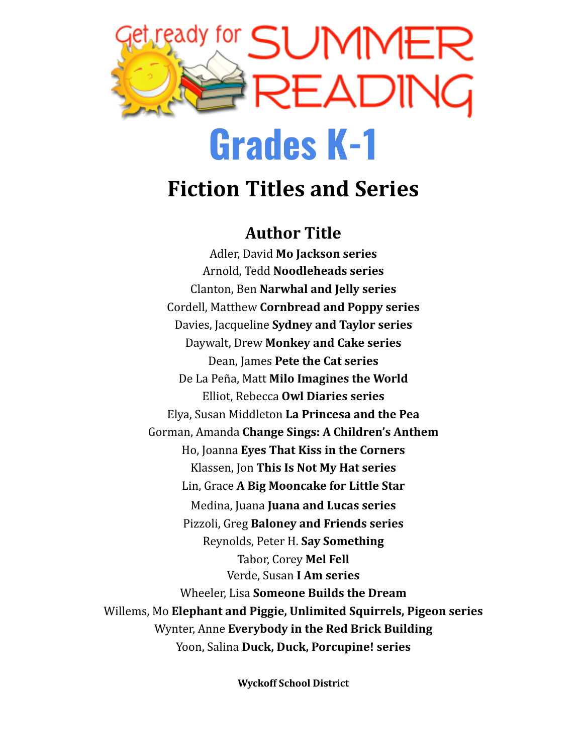# Get ready for SUMMER READING

# Grades K-1

## Fiction Titles and Series

### Author Title

Adler, David **Mo Jackson series**
Arnold, Tedd **Noodleheads series**
Clanton, Ben **Narwhal and Jelly series**
Cordell, Matthew **Cornbread and Poppy series**
Davies, Jacqueline **Sydney and Taylor series**
Daywalt, Drew **Monkey and Cake series**
Dean, James **Pete the Cat series**
De La Peña, Matt **Milo Imagines the World**
Elliot, Rebecca **Owl Diaries series**
Elya, Susan Middleton **La Princesa and the Pea**
Gorman, Amanda **Change Sings: A Children's Anthem**
Ho, Joanna **Eyes That Kiss in the Corners**
Klassen, Jon **This Is Not My Hat series**
Lin, Grace **A Big Mooncake for Little Star**
Medina, Juana **Juana and Lucas series**
Pizzoli, Greg **Baloney and Friends series**
Reynolds, Peter H. **Say Something**
Tabor, Corey **Mel Fell**
Verde, Susan **I Am series**
Wheeler, Lisa **Someone Builds the Dream**
Willems, Mo **Elephant and Piggie, Unlimited Squirrels, Pigeon series**
Wynter, Anne **Everybody in the Red Brick Building**
Yoon, Salina **Duck, Duck, Porcupine! series**

**Wyckoff School District**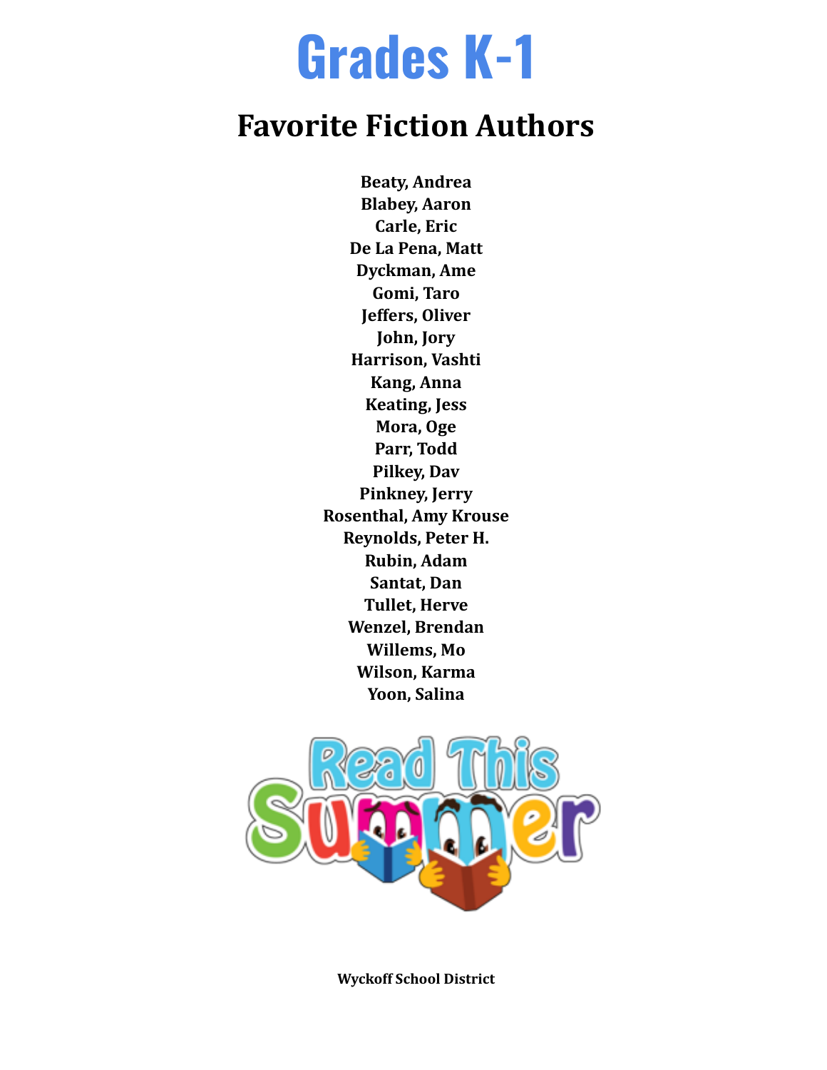# Grades K-1

## Favorite Fiction Authors

**Beaty, Andrea**
**Blabey, Aaron**
**Carle, Eric**
**De La Pena, Matt**
**Dyckman, Ame**
**Gomi, Taro**
**Jeffers, Oliver**
**John, Jory**
**Harrison, Vashti**
**Kang, Anna**
**Keating, Jess**
**Mora, Oge**
**Parr, Todd**
**Pilkey, Dav**
**Pinkney, Jerry**
**Rosenthal, Amy Krouse**
**Reynolds, Peter H.**
**Rubin, Adam**
**Santat, Dan**
**Tullet, Herve**
**Wenzel, Brendan**
**Willems, Mo**
**Wilson, Karma**
**Yoon, Salina**

Read This Summer

**Wyckoff School District**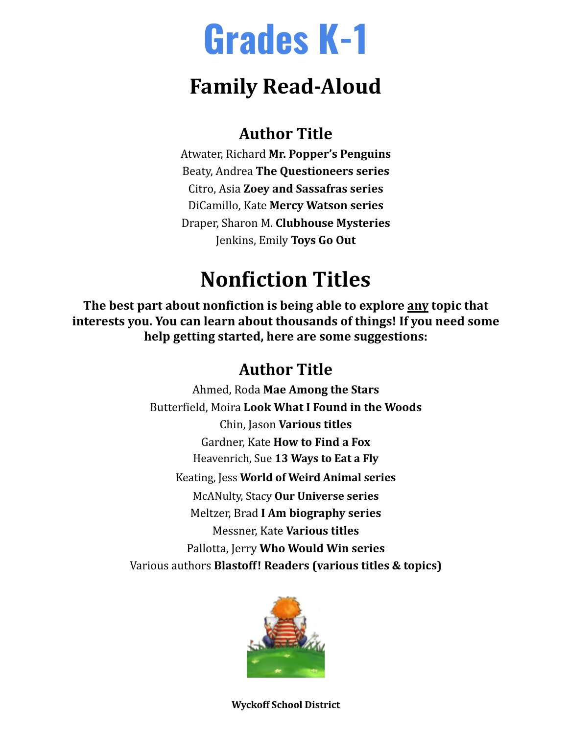# Grades K-1

## Family Read-Aloud

### Author Title

Atwater, Richard **Mr. Popper's Penguins**
Beaty, Andrea **The Questioneers series**
Citro, Asia **Zoey and Sassafras series**
DiCamillo, Kate **Mercy Watson series**
Draper, Sharon M. **Clubhouse Mysteries**
Jenkins, Emily **Toys Go Out**

## Nonfiction Titles

**The best part about nonfiction is being able to explore <u>any</u> topic that interests you. You can learn about thousands of things! If you need some help getting started, here are some suggestions:**

### Author Title

Ahmed, Roda **Mae Among the Stars**
Butterfield, Moira **Look What I Found in the Woods**
Chin, Jason **Various titles**
Gardner, Kate **How to Find a Fox**
Heavenrich, Sue **13 Ways to Eat a Fly**
Keating, Jess **World of Weird Animal series**
McANulty, Stacy **Our Universe series**
Meltzer, Brad **I Am biography series**
Messner, Kate **Various titles**
Pallotta, Jerry **Who Would Win series**
Various authors **Blastoff! Readers (various titles & topics)**

**Wyckoff School District**